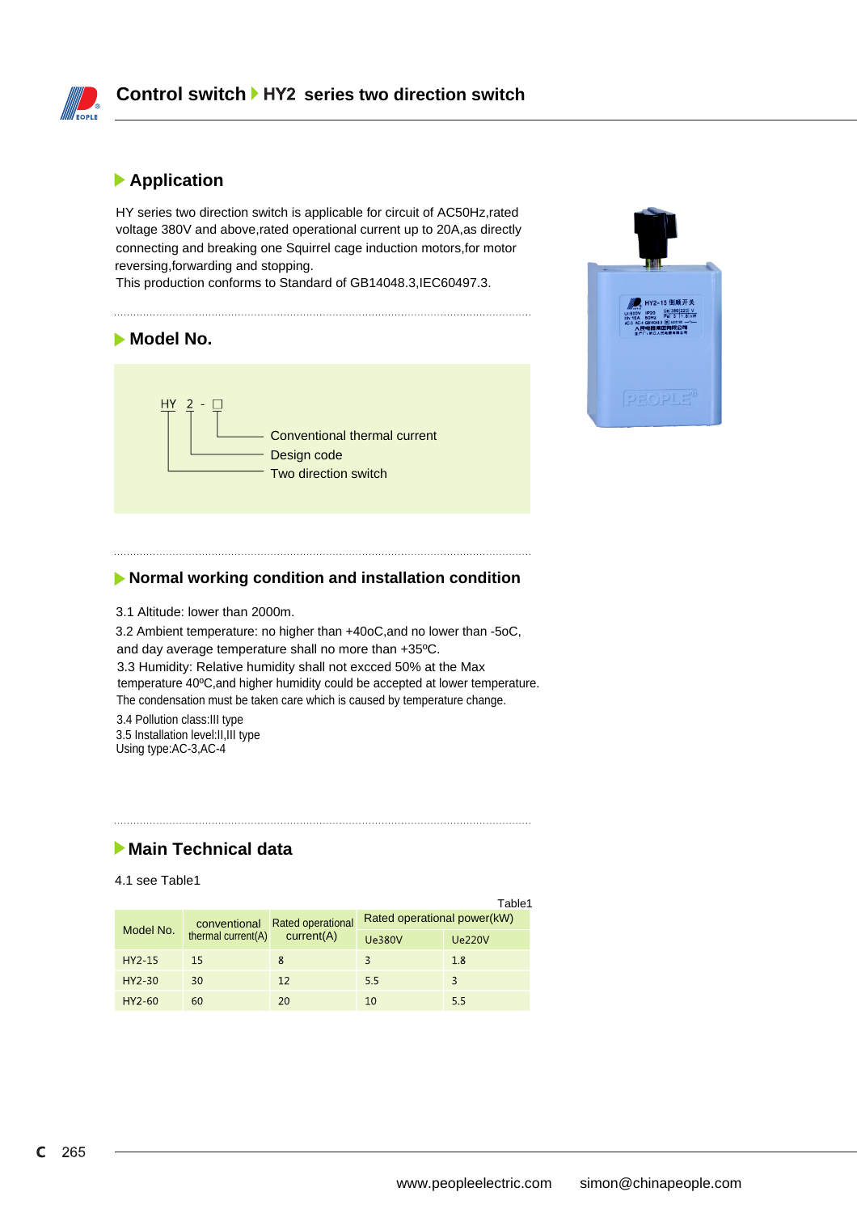# Control switch ▸ HY2 series two direction switch

## Application

HY series two direction switch is applicable for circuit of AC50Hz,rated voltage 380V and above,rated operational current up to 20A,as directly connecting and breaking one Squirrel cage induction motors,for motor reversing,forwarding and stopping.
This production conforms to Standard of GB14048.3,IEC60497.3.

## Model No.

HY 2 - □

- □ — Conventional thermal current
- 2 — Design code
- HY — Two direction switch

## Normal working condition and installation condition

3.1 Altitude: lower than 2000m.
3.2 Ambient temperature: no higher than +40oC,and no lower than -5oC, and day average temperature shall no more than +35ºC.
3.3 Humidity: Relative humidity shall not excced 50% at the Max temperature 40ºC,and higher humidity could be accepted at lower temperature. The condensation must be taken care which is caused by temperature change.
3.4 Pollution class:III type
3.5 Installation level:II,III type
Using type:AC-3,AC-4

## Main Technical data

4.1 see Table1

Table1

| Model No. | conventional thermal current(A) | Rated operational current(A) | Rated operational power(kW) | |
|---|---|---|---|---|
| | | | Ue380V | Ue220V |
| HY2-15 | 15 | 8 | 3 | 1.8 |
| HY2-30 | 30 | 12 | 5.5 | 3 |
| HY2-60 | 60 | 20 | 10 | 5.5 |

www.peopleelectric.com simon@chinapeople.com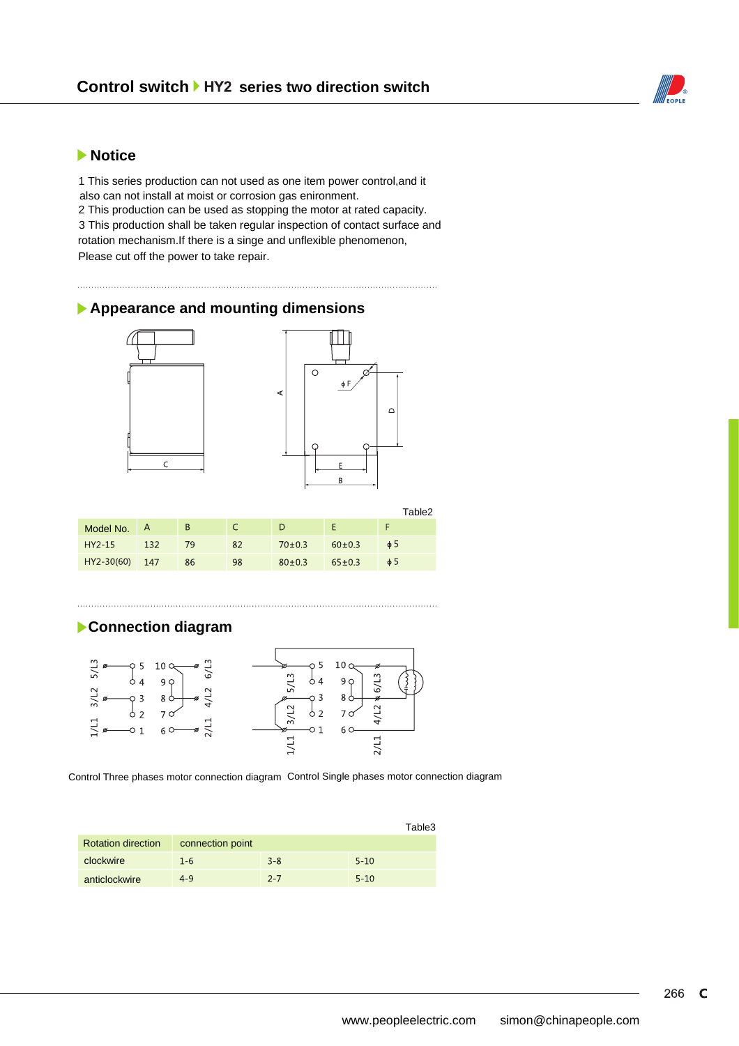## Control switch ▸ HY2 series two direction switch

### Notice

1 This series production can not used as one item power control,and it also can not install at moist or corrosion gas enironment.
2 This production can be used as stopping the motor at rated capacity.
3 This production shall be taken regular inspection of contact surface and rotation mechanism.If there is a singe and unflexible phenomenon, Please cut off the power to take repair.

### Appearance and mounting dimensions

Table2

| Model No. | A | B | C | D | E | F |
|---|---|---|---|---|---|---|
| HY2-15 | 132 | 79 | 82 | 70±0.3 | 60±0.3 | ϕ5 |
| HY2-30(60) | 147 | 86 | 98 | 80±0.3 | 65±0.3 | ϕ5 |

### Connection diagram

Control Three phases motor connection diagram    Control Single phases motor connection diagram

Table3

| Rotation direction | connection point | | |
|---|---|---|---|
| clockwire | 1-6 | 3-8 | 5-10 |
| anticlockwire | 4-9 | 2-7 | 5-10 |

www.peopleelectric.com    simon@chinapeople.com